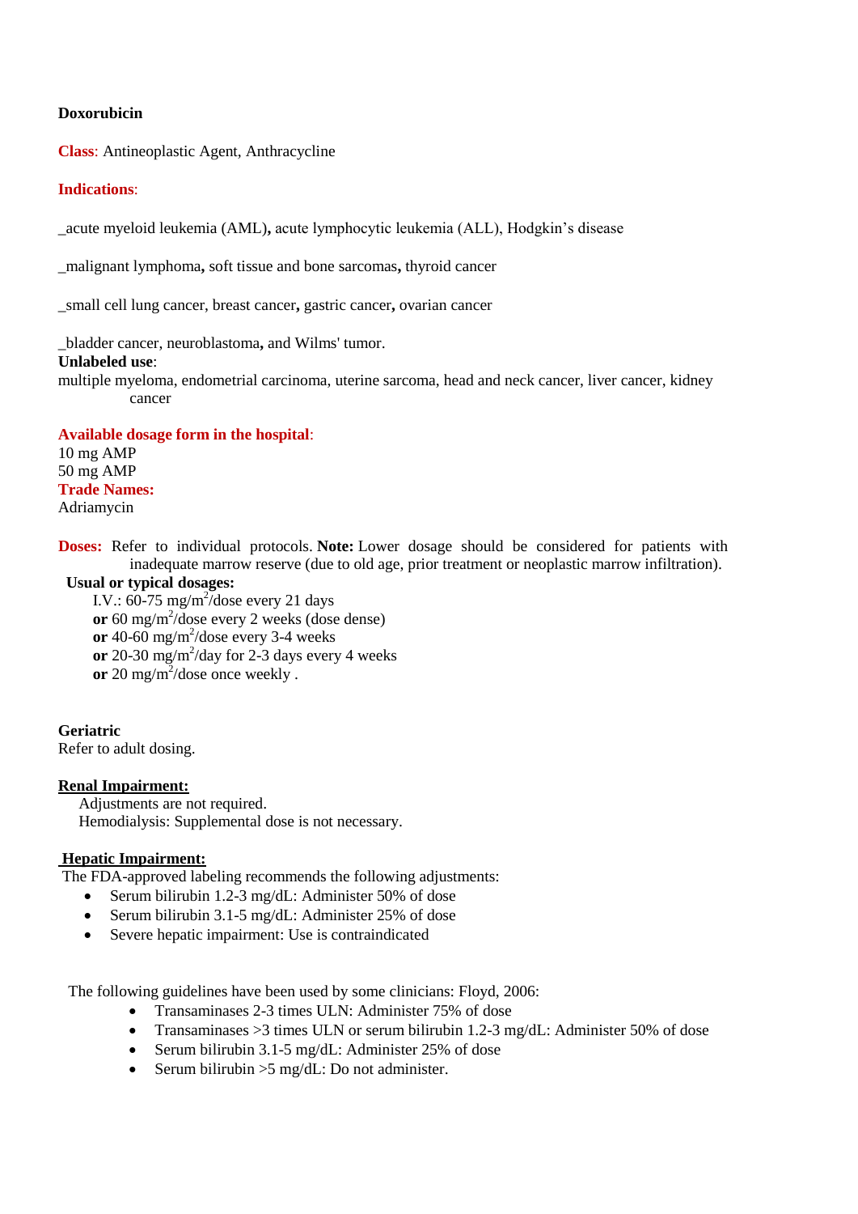**Doxorubicin**

**Class**: Antineoplastic Agent, Anthracycline

**Indications**:

_acute myeloid leukemia (AML)**,** acute lymphocytic leukemia (ALL), Hodgkin's disease

_malignant lymphoma**,** soft tissue and bone sarcomas**,** thyroid cancer

_small cell lung cancer, breast cancer**,** gastric cancer**,** ovarian cancer

_bladder cancer, neuroblastoma**,** and Wilms' tumor.

**Unlabeled use**:
multiple myeloma, endometrial carcinoma, uterine sarcoma, head and neck cancer, liver cancer, kidney cancer

**Available dosage form in the hospital**:
10 mg AMP
50 mg AMP

**Trade Names:**
Adriamycin

**Doses:** Refer to individual protocols. **Note:** Lower dosage should be considered for patients with inadequate marrow reserve (due to old age, prior treatment or neoplastic marrow infiltration).

**Usual or typical dosages:**

I.V.: 60-75 mg/m$^2$/dose every 21 days
**or** 60 mg/m$^2$/dose every 2 weeks (dose dense)
**or** 40-60 mg/m$^2$/dose every 3-4 weeks
**or** 20-30 mg/m$^2$/day for 2-3 days every 4 weeks
**or** 20 mg/m$^2$/dose once weekly .

**Geriatric**
Refer to adult dosing.

**Renal Impairment:**
Adjustments are not required.
Hemodialysis: Supplemental dose is not necessary.

**Hepatic Impairment:**
The FDA-approved labeling recommends the following adjustments:

- Serum bilirubin 1.2-3 mg/dL: Administer 50% of dose
- Serum bilirubin 3.1-5 mg/dL: Administer 25% of dose
- Severe hepatic impairment: Use is contraindicated

The following guidelines have been used by some clinicians: Floyd, 2006:

- Transaminases 2-3 times ULN: Administer 75% of dose
- Transaminases >3 times ULN or serum bilirubin 1.2-3 mg/dL: Administer 50% of dose
- Serum bilirubin 3.1-5 mg/dL: Administer 25% of dose
- Serum bilirubin >5 mg/dL: Do not administer.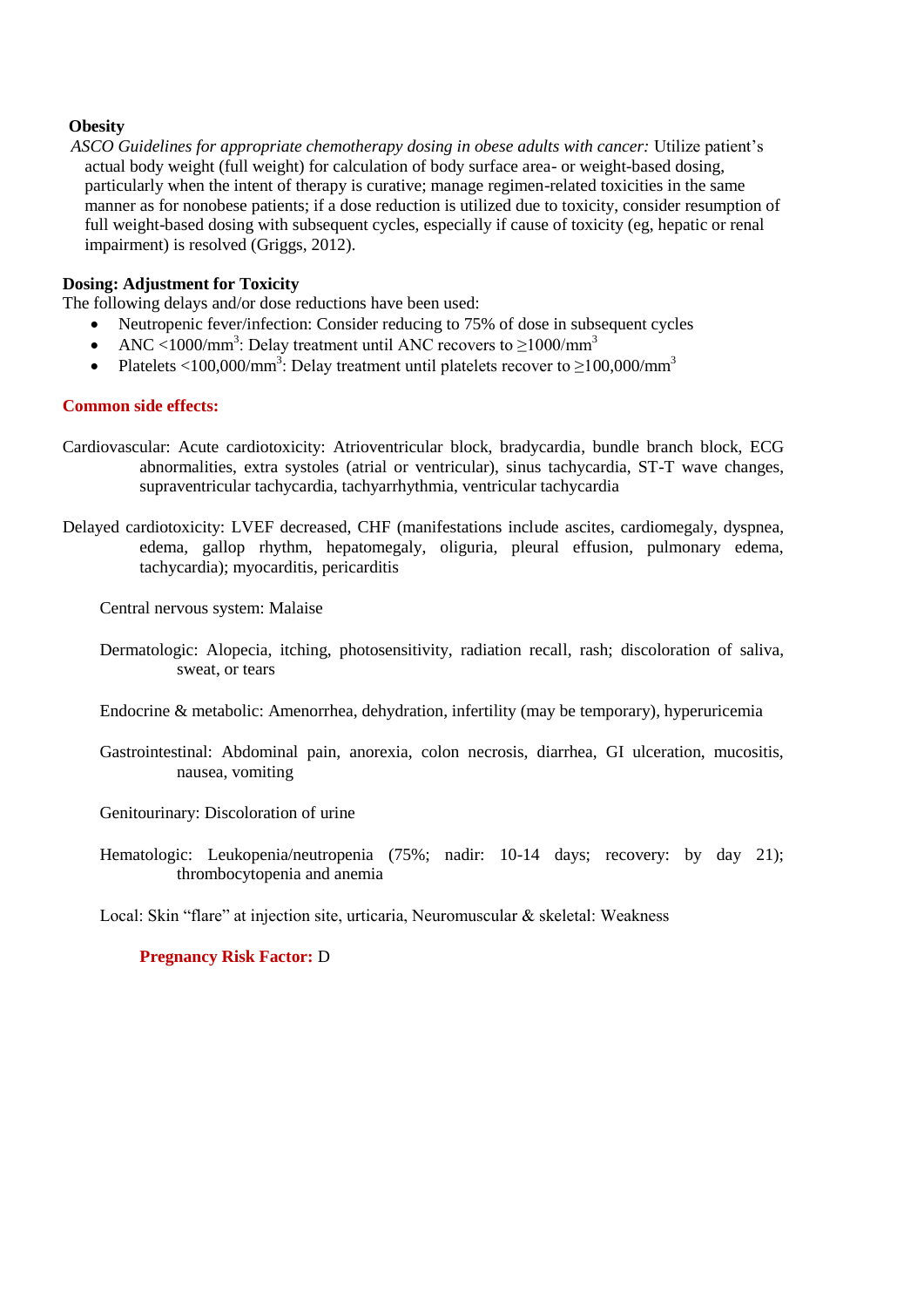**Obesity**

*ASCO Guidelines for appropriate chemotherapy dosing in obese adults with cancer:* Utilize patient's actual body weight (full weight) for calculation of body surface area- or weight-based dosing, particularly when the intent of therapy is curative; manage regimen-related toxicities in the same manner as for nonobese patients; if a dose reduction is utilized due to toxicity, consider resumption of full weight-based dosing with subsequent cycles, especially if cause of toxicity (eg, hepatic or renal impairment) is resolved (Griggs, 2012).

**Dosing: Adjustment for Toxicity**

The following delays and/or dose reductions have been used:

- Neutropenic fever/infection: Consider reducing to 75% of dose in subsequent cycles
- ANC <1000/$mm^3$: Delay treatment until ANC recovers to ≥1000/$mm^3$
- Platelets <100,000/$mm^3$: Delay treatment until platelets recover to ≥100,000/$mm^3$

**Common side effects:**

Cardiovascular: Acute cardiotoxicity: Atrioventricular block, bradycardia, bundle branch block, ECG abnormalities, extra systoles (atrial or ventricular), sinus tachycardia, ST-T wave changes, supraventricular tachycardia, tachyarrhythmia, ventricular tachycardia

Delayed cardiotoxicity: LVEF decreased, CHF (manifestations include ascites, cardiomegaly, dyspnea, edema, gallop rhythm, hepatomegaly, oliguria, pleural effusion, pulmonary edema, tachycardia); myocarditis, pericarditis

Central nervous system: Malaise

Dermatologic: Alopecia, itching, photosensitivity, radiation recall, rash; discoloration of saliva, sweat, or tears

Endocrine & metabolic: Amenorrhea, dehydration, infertility (may be temporary), hyperuricemia

Gastrointestinal: Abdominal pain, anorexia, colon necrosis, diarrhea, GI ulceration, mucositis, nausea, vomiting

Genitourinary: Discoloration of urine

Hematologic: Leukopenia/neutropenia (75%; nadir: 10-14 days; recovery: by day 21); thrombocytopenia and anemia

Local: Skin "flare" at injection site, urticaria, Neuromuscular & skeletal: Weakness

**Pregnancy Risk Factor:** D